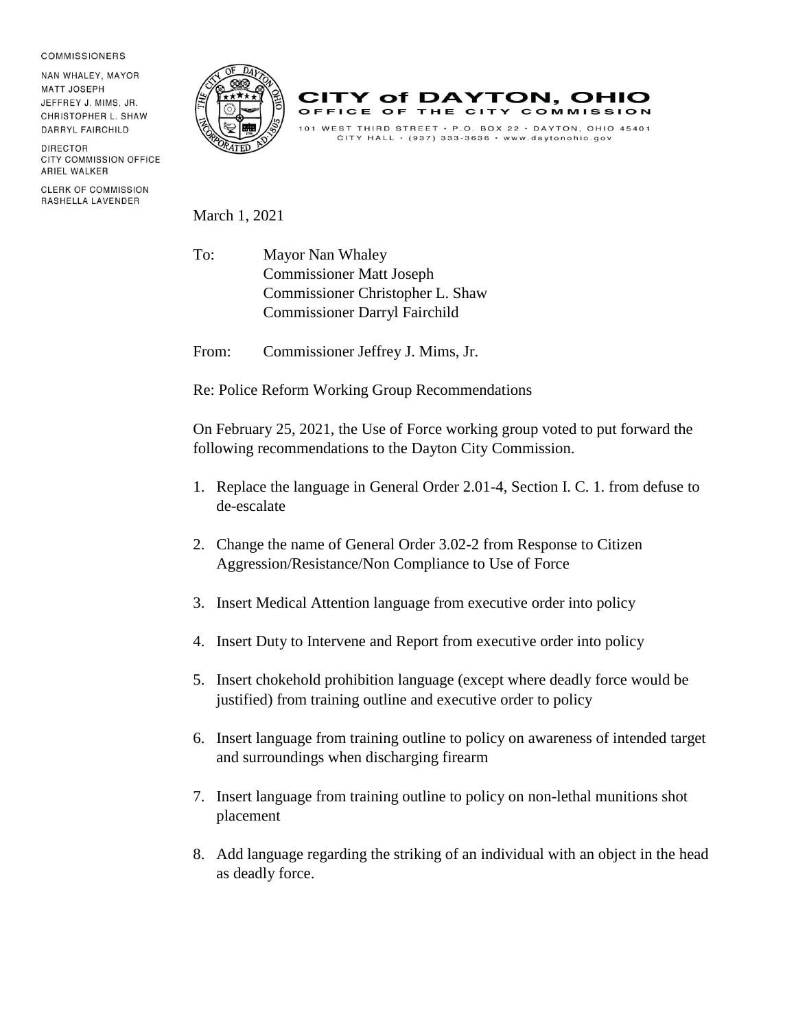COMMISSIONERS

NAN WHALEY, MAYOR
MATT JOSEPH
JEFFREY J. MIMS, JR.
CHRISTOPHER L. SHAW
DARRYL FAIRCHILD

DIRECTOR
CITY COMMISSION OFFICE
ARIEL WALKER

CLERK OF COMMISSION
RASHELLA LAVENDER

# CITY of DAYTON, OHIO

OFFICE OF THE CITY COMMISSION

101 WEST THIRD STREET • P.O. BOX 22 • DAYTON, OHIO 45401
CITY HALL • (937) 333-3636 • www.daytonohio.gov

March 1, 2021

To: Mayor Nan Whaley
Commissioner Matt Joseph
Commissioner Christopher L. Shaw
Commissioner Darryl Fairchild

From: Commissioner Jeffrey J. Mims, Jr.

Re: Police Reform Working Group Recommendations

On February 25, 2021, the Use of Force working group voted to put forward the following recommendations to the Dayton City Commission.

1. Replace the language in General Order 2.01-4, Section I. C. 1. from defuse to de-escalate

2. Change the name of General Order 3.02-2 from Response to Citizen Aggression/Resistance/Non Compliance to Use of Force

3. Insert Medical Attention language from executive order into policy

4. Insert Duty to Intervene and Report from executive order into policy

5. Insert chokehold prohibition language (except where deadly force would be justified) from training outline and executive order to policy

6. Insert language from training outline to policy on awareness of intended target and surroundings when discharging firearm

7. Insert language from training outline to policy on non-lethal munitions shot placement

8. Add language regarding the striking of an individual with an object in the head as deadly force.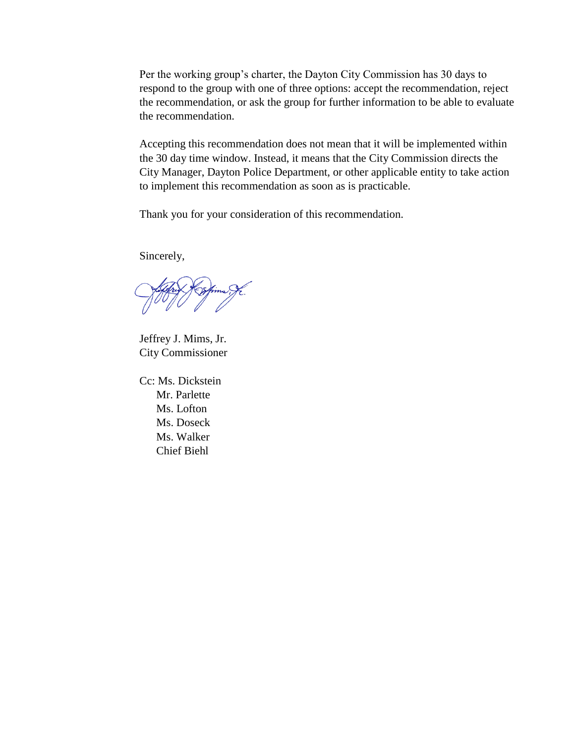Per the working group's charter, the Dayton City Commission has 30 days to respond to the group with one of three options: accept the recommendation, reject the recommendation, or ask the group for further information to be able to evaluate the recommendation.

Accepting this recommendation does not mean that it will be implemented within the 30 day time window. Instead, it means that the City Commission directs the City Manager, Dayton Police Department, or other applicable entity to take action to implement this recommendation as soon as is practicable.

Thank you for your consideration of this recommendation.

Sincerely,

Jeffrey J. Mims, Jr.
City Commissioner

Cc: Ms. Dickstein
Mr. Parlette
Ms. Lofton
Ms. Doseck
Ms. Walker
Chief Biehl